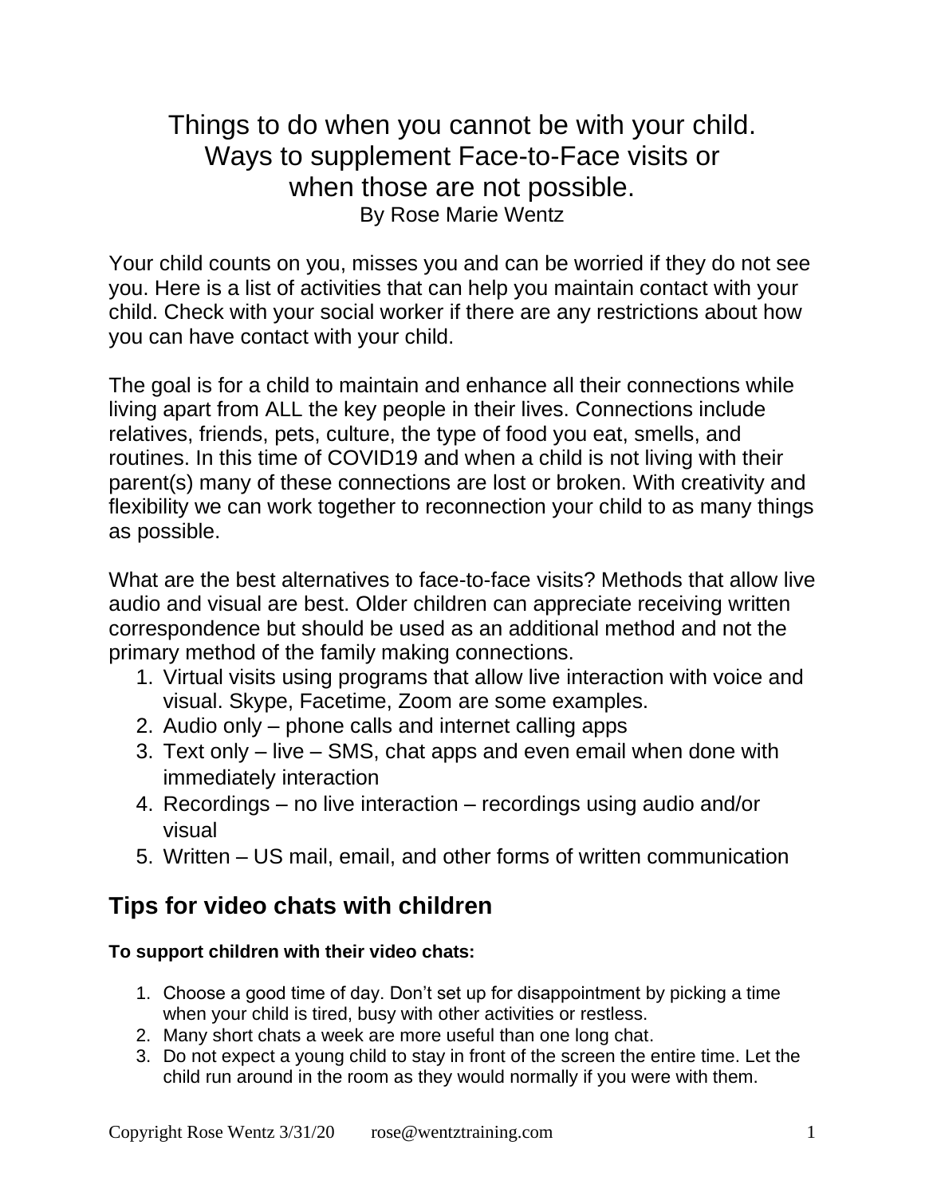# Things to do when you cannot be with your child. Ways to supplement Face-to-Face visits or when those are not possible.

By Rose Marie Wentz

Your child counts on you, misses you and can be worried if they do not see you. Here is a list of activities that can help you maintain contact with your child. Check with your social worker if there are any restrictions about how you can have contact with your child.

The goal is for a child to maintain and enhance all their connections while living apart from ALL the key people in their lives. Connections include relatives, friends, pets, culture, the type of food you eat, smells, and routines. In this time of COVID19 and when a child is not living with their parent(s) many of these connections are lost or broken. With creativity and flexibility we can work together to reconnection your child to as many things as possible.

What are the best alternatives to face-to-face visits? Methods that allow live audio and visual are best. Older children can appreciate receiving written correspondence but should be used as an additional method and not the primary method of the family making connections.

1. Virtual visits using programs that allow live interaction with voice and visual. Skype, Facetime, Zoom are some examples.
2. Audio only – phone calls and internet calling apps
3. Text only – live – SMS, chat apps and even email when done with immediately interaction
4. Recordings – no live interaction – recordings using audio and/or visual
5. Written – US mail, email, and other forms of written communication

## Tips for video chats with children

**To support children with their video chats:**

1. Choose a good time of day. Don't set up for disappointment by picking a time when your child is tired, busy with other activities or restless.
2. Many short chats a week are more useful than one long chat.
3. Do not expect a young child to stay in front of the screen the entire time. Let the child run around in the room as they would normally if you were with them.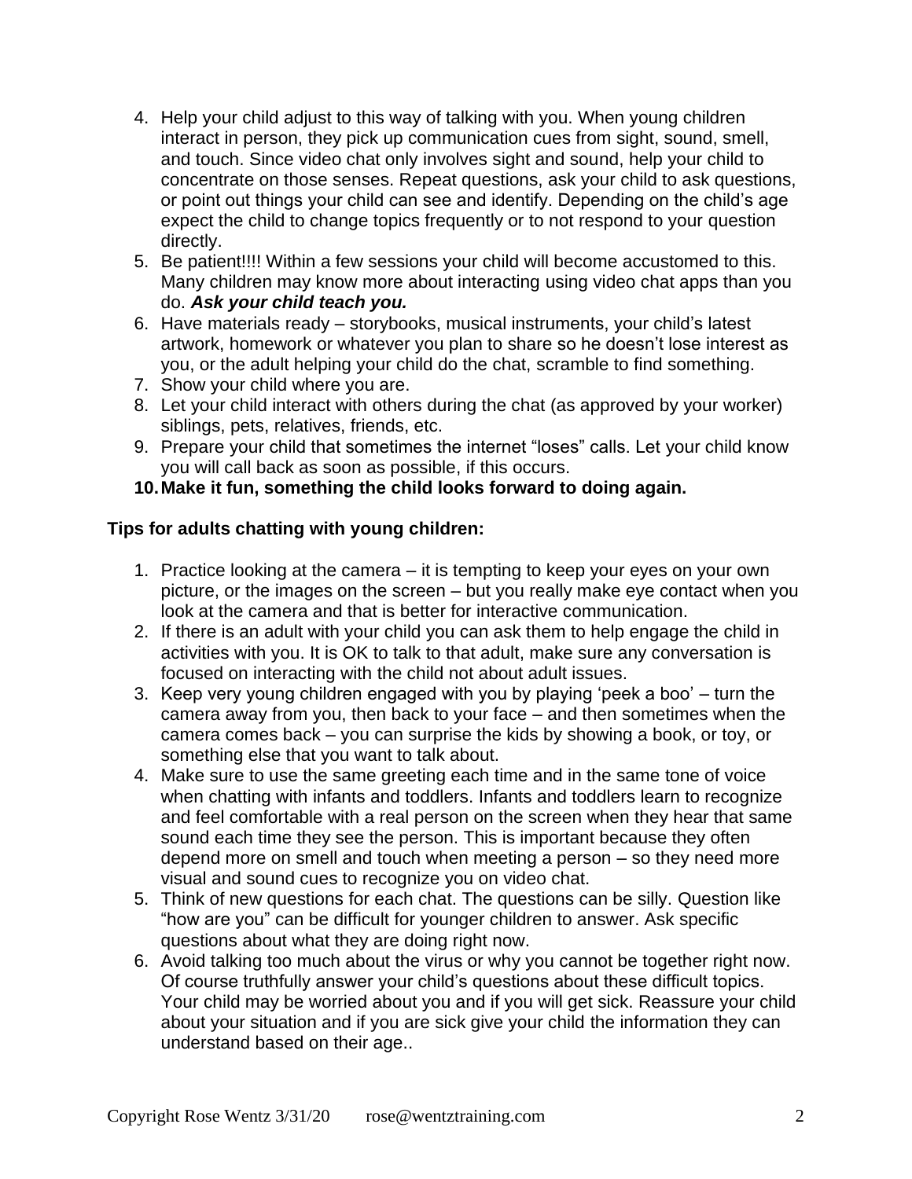4. Help your child adjust to this way of talking with you. When young children interact in person, they pick up communication cues from sight, sound, smell, and touch. Since video chat only involves sight and sound, help your child to concentrate on those senses. Repeat questions, ask your child to ask questions, or point out things your child can see and identify. Depending on the child's age expect the child to change topics frequently or to not respond to your question directly.
5. Be patient!!!! Within a few sessions your child will become accustomed to this. Many children may know more about interacting using video chat apps than you do. ***Ask your child teach you.***
6. Have materials ready – storybooks, musical instruments, your child's latest artwork, homework or whatever you plan to share so he doesn't lose interest as you, or the adult helping your child do the chat, scramble to find something.
7. Show your child where you are.
8. Let your child interact with others during the chat (as approved by your worker) siblings, pets, relatives, friends, etc.
9. Prepare your child that sometimes the internet "loses" calls. Let your child know you will call back as soon as possible, if this occurs.
10. **Make it fun, something the child looks forward to doing again.**

**Tips for adults chatting with young children:**

1. Practice looking at the camera – it is tempting to keep your eyes on your own picture, or the images on the screen – but you really make eye contact when you look at the camera and that is better for interactive communication.
2. If there is an adult with your child you can ask them to help engage the child in activities with you. It is OK to talk to that adult, make sure any conversation is focused on interacting with the child not about adult issues.
3. Keep very young children engaged with you by playing 'peek a boo' – turn the camera away from you, then back to your face – and then sometimes when the camera comes back – you can surprise the kids by showing a book, or toy, or something else that you want to talk about.
4. Make sure to use the same greeting each time and in the same tone of voice when chatting with infants and toddlers. Infants and toddlers learn to recognize and feel comfortable with a real person on the screen when they hear that same sound each time they see the person. This is important because they often depend more on smell and touch when meeting a person – so they need more visual and sound cues to recognize you on video chat.
5. Think of new questions for each chat. The questions can be silly. Question like "how are you" can be difficult for younger children to answer. Ask specific questions about what they are doing right now.
6. Avoid talking too much about the virus or why you cannot be together right now. Of course truthfully answer your child's questions about these difficult topics. Your child may be worried about you and if you will get sick. Reassure your child about your situation and if you are sick give your child the information they can understand based on their age..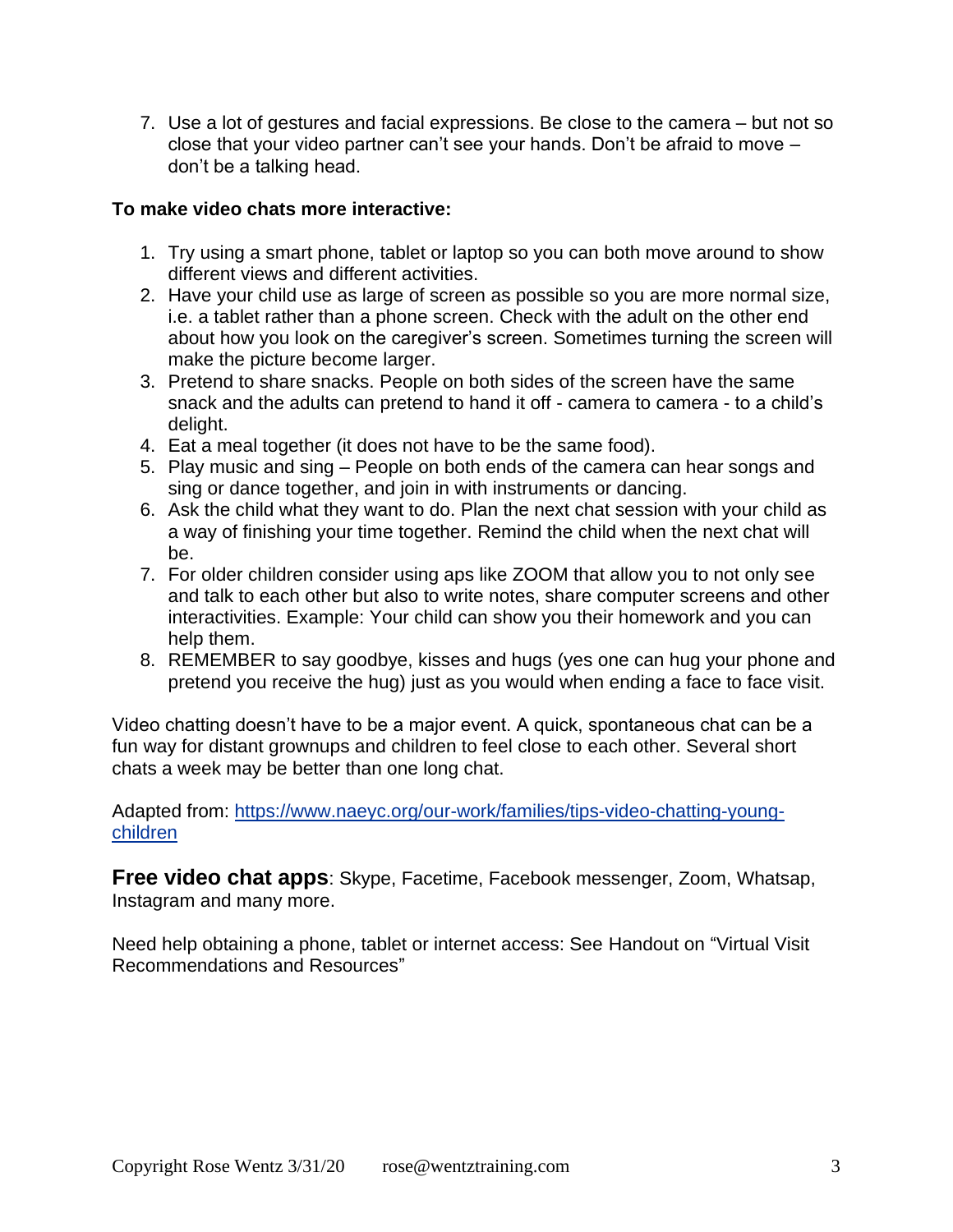7. Use a lot of gestures and facial expressions. Be close to the camera – but not so close that your video partner can't see your hands. Don't be afraid to move – don't be a talking head.

**To make video chats more interactive:**

1. Try using a smart phone, tablet or laptop so you can both move around to show different views and different activities.
2. Have your child use as large of screen as possible so you are more normal size, i.e. a tablet rather than a phone screen. Check with the adult on the other end about how you look on the caregiver's screen. Sometimes turning the screen will make the picture become larger.
3. Pretend to share snacks. People on both sides of the screen have the same snack and the adults can pretend to hand it off - camera to camera - to a child's delight.
4. Eat a meal together (it does not have to be the same food).
5. Play music and sing – People on both ends of the camera can hear songs and sing or dance together, and join in with instruments or dancing.
6. Ask the child what they want to do. Plan the next chat session with your child as a way of finishing your time together. Remind the child when the next chat will be.
7. For older children consider using aps like ZOOM that allow you to not only see and talk to each other but also to write notes, share computer screens and other interactivities. Example: Your child can show you their homework and you can help them.
8. REMEMBER to say goodbye, kisses and hugs (yes one can hug your phone and pretend you receive the hug) just as you would when ending a face to face visit.

Video chatting doesn't have to be a major event. A quick, spontaneous chat can be a fun way for distant grownups and children to feel close to each other. Several short chats a week may be better than one long chat.

Adapted from: [https://www.naeyc.org/our-work/families/tips-video-chatting-young-children](https://www.naeyc.org/our-work/families/tips-video-chatting-young-children)

**Free video chat apps**: Skype, Facetime, Facebook messenger, Zoom, Whatsap, Instagram and many more.

Need help obtaining a phone, tablet or internet access: See Handout on "Virtual Visit Recommendations and Resources"

Copyright Rose Wentz 3/31/20 rose@wentztraining.com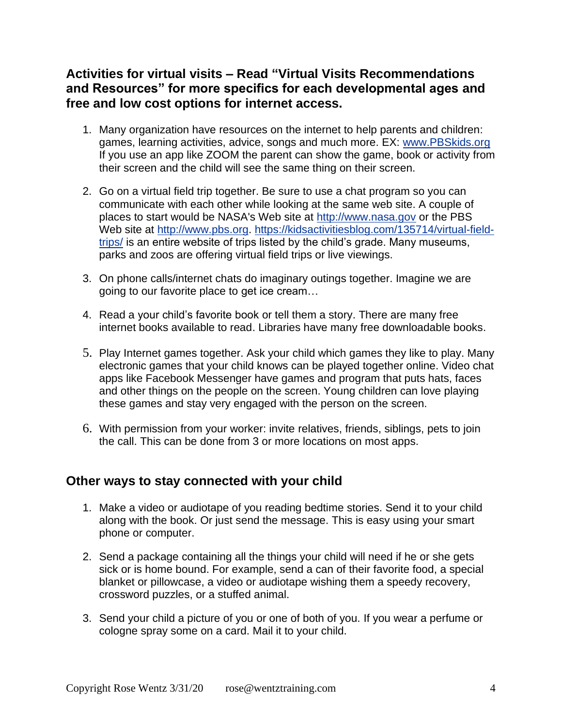## Activities for virtual visits – Read "Virtual Visits Recommendations and Resources" for more specifics for each developmental ages and free and low cost options for internet access.

1. Many organization have resources on the internet to help parents and children: games, learning activities, advice, songs and much more. EX: www.PBSkids.org If you use an app like ZOOM the parent can show the game, book or activity from their screen and the child will see the same thing on their screen.

2. Go on a virtual field trip together. Be sure to use a chat program so you can communicate with each other while looking at the same web site. A couple of places to start would be NASA's Web site at http://www.nasa.gov or the PBS Web site at http://www.pbs.org. https://kidsactivitiesblog.com/135714/virtual-field-trips/ is an entire website of trips listed by the child's grade. Many museums, parks and zoos are offering virtual field trips or live viewings.

3. On phone calls/internet chats do imaginary outings together. Imagine we are going to our favorite place to get ice cream…

4. Read a your child's favorite book or tell them a story. There are many free internet books available to read. Libraries have many free downloadable books.

5. Play Internet games together. Ask your child which games they like to play. Many electronic games that your child knows can be played together online. Video chat apps like Facebook Messenger have games and program that puts hats, faces and other things on the people on the screen. Young children can love playing these games and stay very engaged with the person on the screen.

6. With permission from your worker: invite relatives, friends, siblings, pets to join the call. This can be done from 3 or more locations on most apps.

## Other ways to stay connected with your child

1. Make a video or audiotape of you reading bedtime stories. Send it to your child along with the book. Or just send the message. This is easy using your smart phone or computer.

2. Send a package containing all the things your child will need if he or she gets sick or is home bound. For example, send a can of their favorite food, a special blanket or pillowcase, a video or audiotape wishing them a speedy recovery, crossword puzzles, or a stuffed animal.

3. Send your child a picture of you or one of both of you. If you wear a perfume or cologne spray some on a card. Mail it to your child.

Copyright Rose Wentz 3/31/20 rose@wentztraining.com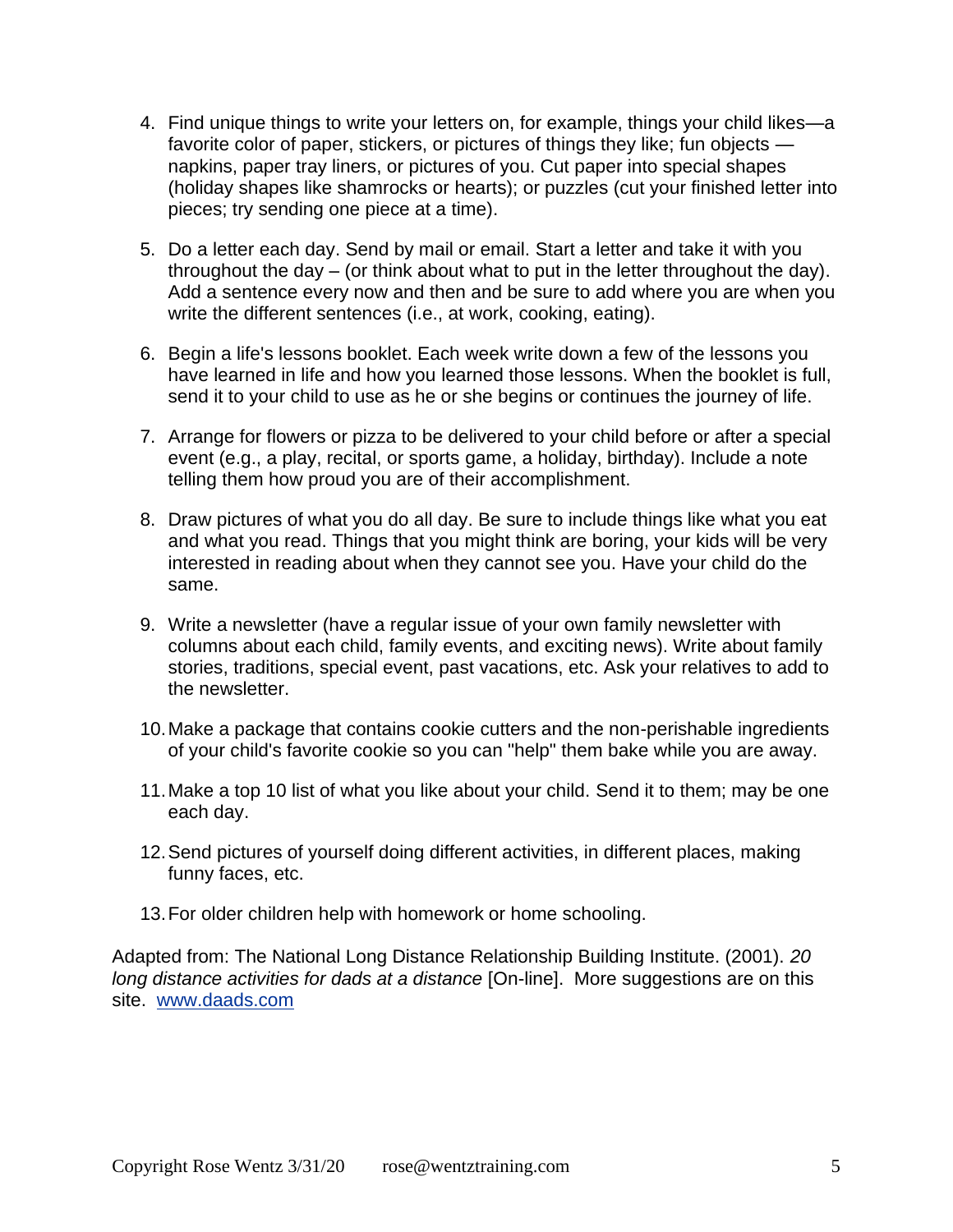4. Find unique things to write your letters on, for example, things your child likes—a favorite color of paper, stickers, or pictures of things they like; fun objects — napkins, paper tray liners, or pictures of you. Cut paper into special shapes (holiday shapes like shamrocks or hearts); or puzzles (cut your finished letter into pieces; try sending one piece at a time).

5. Do a letter each day. Send by mail or email. Start a letter and take it with you throughout the day – (or think about what to put in the letter throughout the day). Add a sentence every now and then and be sure to add where you are when you write the different sentences (i.e., at work, cooking, eating).

6. Begin a life's lessons booklet. Each week write down a few of the lessons you have learned in life and how you learned those lessons. When the booklet is full, send it to your child to use as he or she begins or continues the journey of life.

7. Arrange for flowers or pizza to be delivered to your child before or after a special event (e.g., a play, recital, or sports game, a holiday, birthday). Include a note telling them how proud you are of their accomplishment.

8. Draw pictures of what you do all day. Be sure to include things like what you eat and what you read. Things that you might think are boring, your kids will be very interested in reading about when they cannot see you. Have your child do the same.

9. Write a newsletter (have a regular issue of your own family newsletter with columns about each child, family events, and exciting news). Write about family stories, traditions, special event, past vacations, etc. Ask your relatives to add to the newsletter.

10. Make a package that contains cookie cutters and the non-perishable ingredients of your child's favorite cookie so you can "help" them bake while you are away.

11. Make a top 10 list of what you like about your child. Send it to them; may be one each day.

12. Send pictures of yourself doing different activities, in different places, making funny faces, etc.

13. For older children help with homework or home schooling.

Adapted from: The National Long Distance Relationship Building Institute. (2001). *20 long distance activities for dads at a distance* [On-line]. More suggestions are on this site. [www.daads.com](http://www.daads.com)

Copyright Rose Wentz 3/31/20 rose@wentztraining.com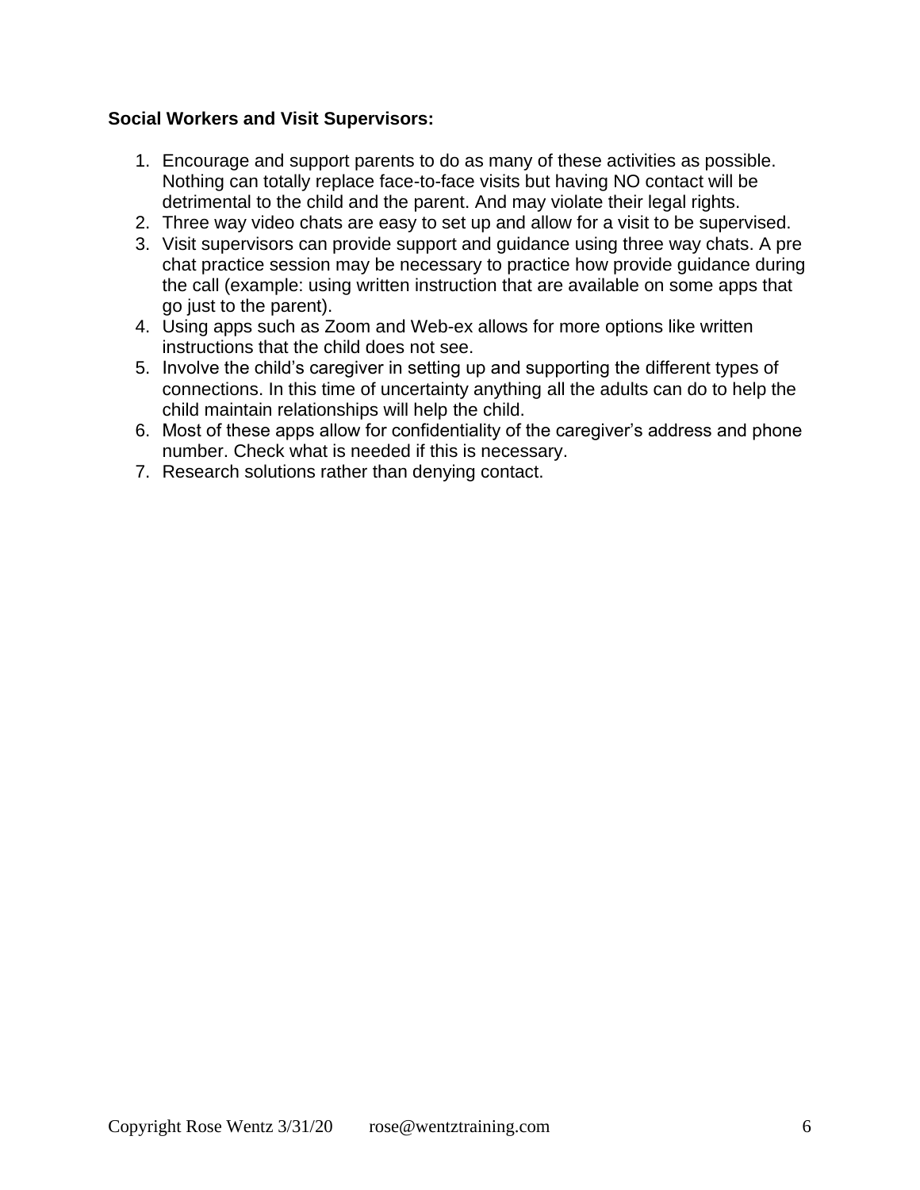**Social Workers and Visit Supervisors:**

1. Encourage and support parents to do as many of these activities as possible. Nothing can totally replace face-to-face visits but having NO contact will be detrimental to the child and the parent. And may violate their legal rights.
2. Three way video chats are easy to set up and allow for a visit to be supervised.
3. Visit supervisors can provide support and guidance using three way chats. A pre chat practice session may be necessary to practice how provide guidance during the call (example: using written instruction that are available on some apps that go just to the parent).
4. Using apps such as Zoom and Web-ex allows for more options like written instructions that the child does not see.
5. Involve the child's caregiver in setting up and supporting the different types of connections. In this time of uncertainty anything all the adults can do to help the child maintain relationships will help the child.
6. Most of these apps allow for confidentiality of the caregiver's address and phone number. Check what is needed if this is necessary.
7. Research solutions rather than denying contact.